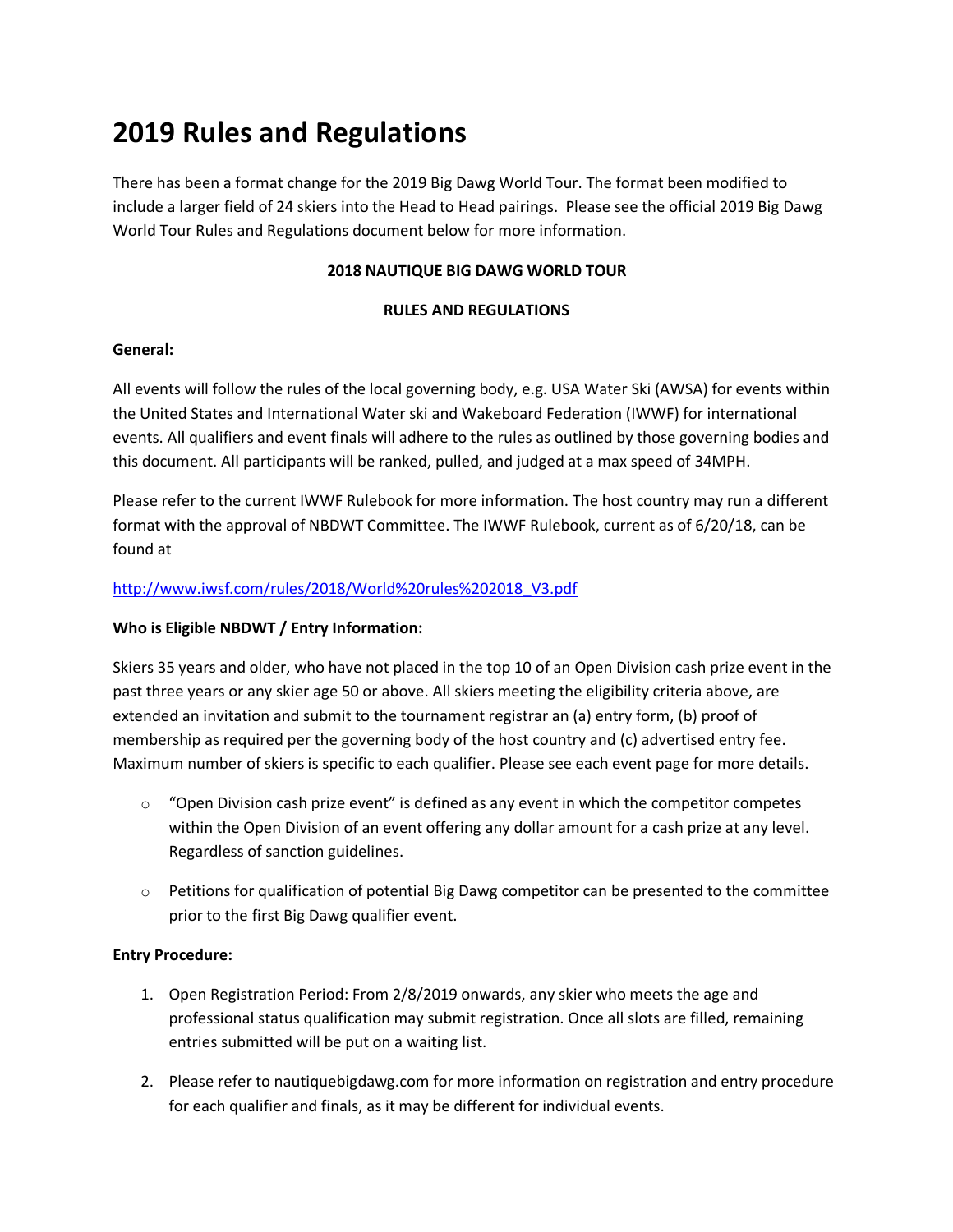# 2019 Rules and Regulations

There has been a format change for the 2019 Big Dawg World Tour. The format been modified to include a larger field of 24 skiers into the Head to Head pairings. Please see the official 2019 Big Dawg World Tour Rules and Regulations document below for more information.

**2018 NAUTIQUE BIG DAWG WORLD TOUR**

**RULES AND REGULATIONS**

**General:**

All events will follow the rules of the local governing body, e.g. USA Water Ski (AWSA) for events within the United States and International Water ski and Wakeboard Federation (IWWF) for international events. All qualifiers and event finals will adhere to the rules as outlined by those governing bodies and this document. All participants will be ranked, pulled, and judged at a max speed of 34MPH.

Please refer to the current IWWF Rulebook for more information. The host country may run a different format with the approval of NBDWT Committee. The IWWF Rulebook, current as of 6/20/18, can be found at

http://www.iwsf.com/rules/2018/World%20rules%202018_V3.pdf

**Who is Eligible NBDWT / Entry Information:**

Skiers 35 years and older, who have not placed in the top 10 of an Open Division cash prize event in the past three years or any skier age 50 or above. All skiers meeting the eligibility criteria above, are extended an invitation and submit to the tournament registrar an (a) entry form, (b) proof of membership as required per the governing body of the host country and (c) advertised entry fee. Maximum number of skiers is specific to each qualifier. Please see each event page for more details.

- "Open Division cash prize event" is defined as any event in which the competitor competes within the Open Division of an event offering any dollar amount for a cash prize at any level. Regardless of sanction guidelines.
- Petitions for qualification of potential Big Dawg competitor can be presented to the committee prior to the first Big Dawg qualifier event.

**Entry Procedure:**

1. Open Registration Period: From 2/8/2019 onwards, any skier who meets the age and professional status qualification may submit registration. Once all slots are filled, remaining entries submitted will be put on a waiting list.
2. Please refer to nautiquebigdawg.com for more information on registration and entry procedure for each qualifier and finals, as it may be different for individual events.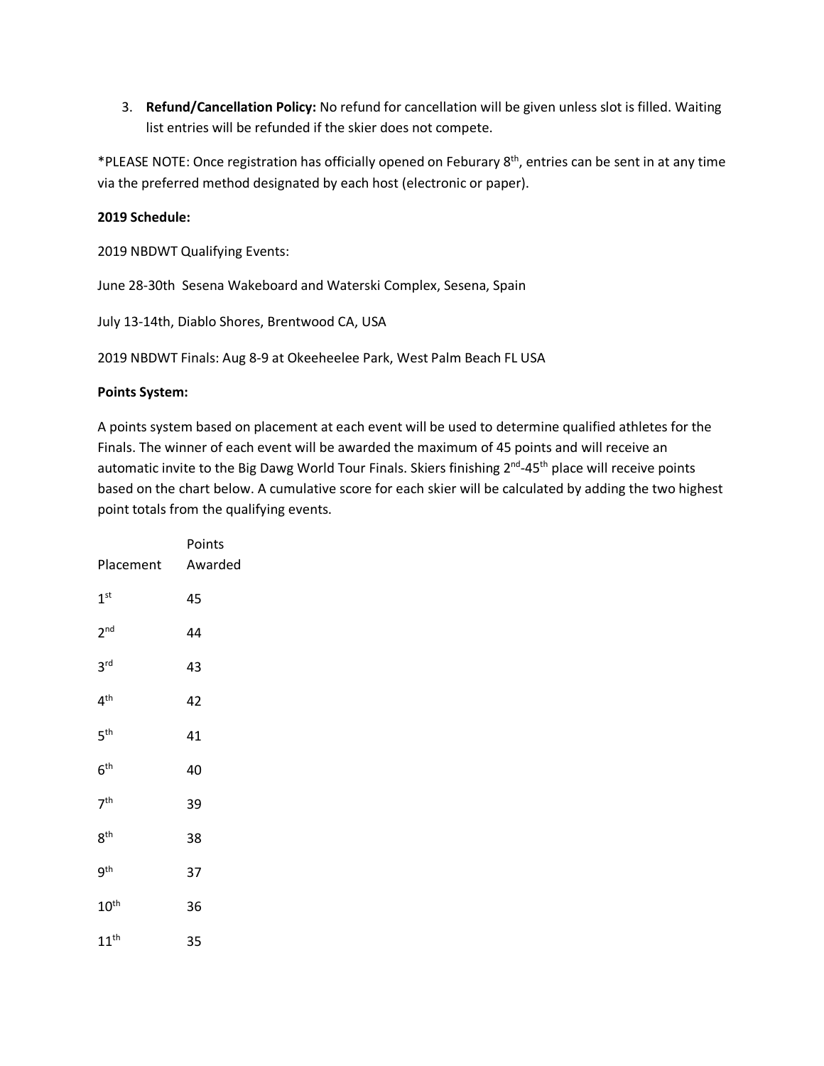3. **Refund/Cancellation Policy:** No refund for cancellation will be given unless slot is filled. Waiting list entries will be refunded if the skier does not compete.

*PLEASE NOTE: Once registration has officially opened on Feburary 8th, entries can be sent in at any time via the preferred method designated by each host (electronic or paper).

**2019 Schedule:**

2019 NBDWT Qualifying Events:

June 28-30th Sesena Wakeboard and Waterski Complex, Sesena, Spain

July 13-14th, Diablo Shores, Brentwood CA, USA

2019 NBDWT Finals: Aug 8-9 at Okeeheelee Park, West Palm Beach FL USA

**Points System:**

A points system based on placement at each event will be used to determine qualified athletes for the Finals. The winner of each event will be awarded the maximum of 45 points and will receive an automatic invite to the Big Dawg World Tour Finals. Skiers finishing 2nd-45th place will receive points based on the chart below. A cumulative score for each skier will be calculated by adding the two highest point totals from the qualifying events.

| Placement | Points Awarded |
|---|---|
| 1st | 45 |
| 2nd | 44 |
| 3rd | 43 |
| 4th | 42 |
| 5th | 41 |
| 6th | 40 |
| 7th | 39 |
| 8th | 38 |
| 9th | 37 |
| 10th | 36 |
| 11th | 35 |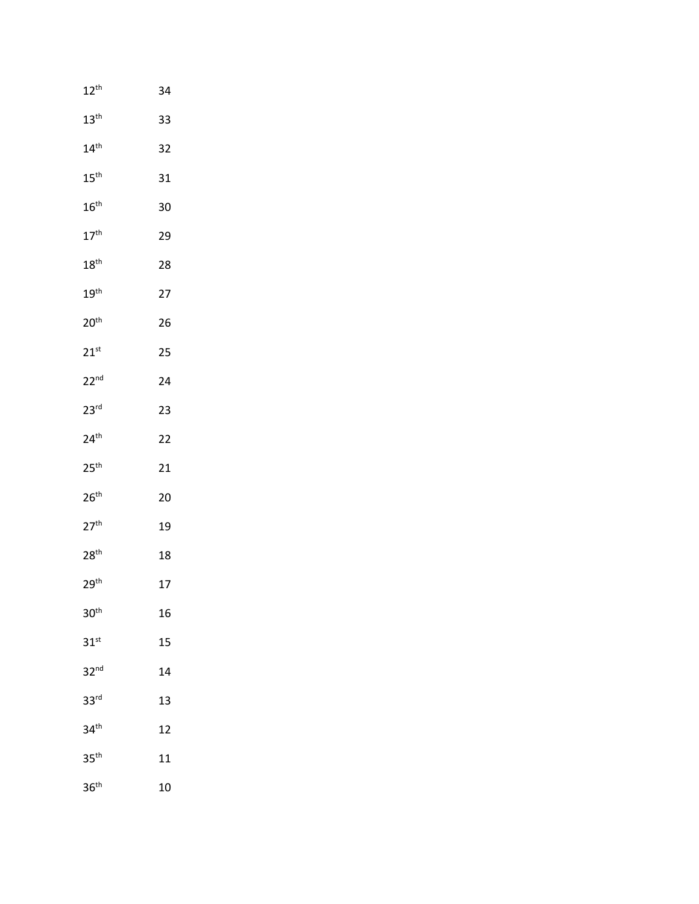| | |
|---|---|
| 12th | 34 |
| 13th | 33 |
| 14th | 32 |
| 15th | 31 |
| 16th | 30 |
| 17th | 29 |
| 18th | 28 |
| 19th | 27 |
| 20th | 26 |
| 21st | 25 |
| 22nd | 24 |
| 23rd | 23 |
| 24th | 22 |
| 25th | 21 |
| 26th | 20 |
| 27th | 19 |
| 28th | 18 |
| 29th | 17 |
| 30th | 16 |
| 31st | 15 |
| 32nd | 14 |
| 33rd | 13 |
| 34th | 12 |
| 35th | 11 |
| 36th | 10 |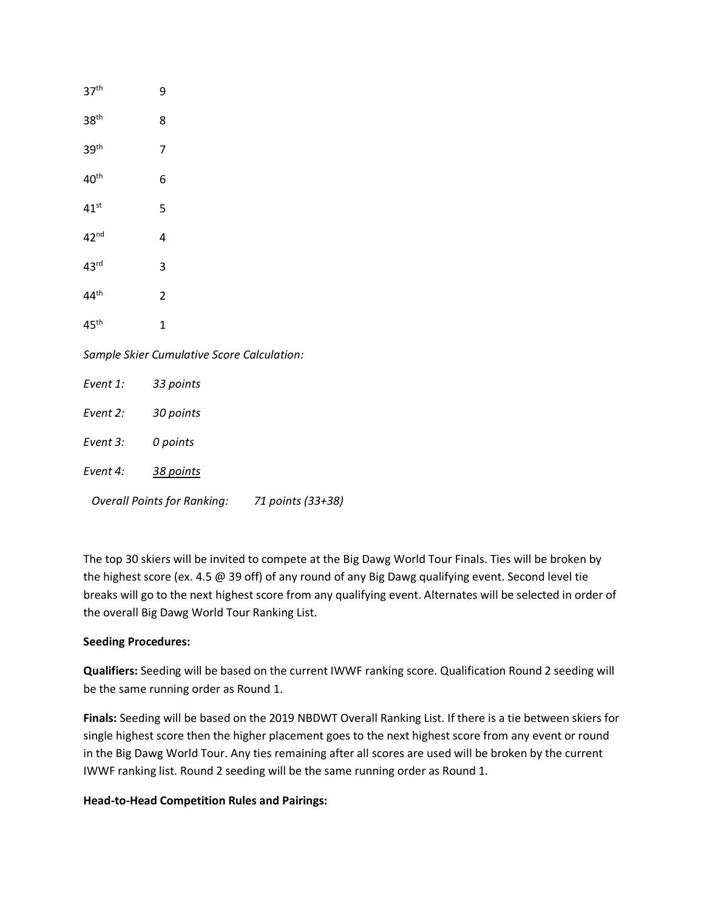| | |
|---|---|
| 37th | 9 |
| 38th | 8 |
| 39th | 7 |
| 40th | 6 |
| 41st | 5 |
| 42nd | 4 |
| 43rd | 3 |
| 44th | 2 |
| 45th | 1 |

*Sample Skier Cumulative Score Calculation:*

*Event 1: 33 points*

*Event 2: 30 points*

*Event 3: 0 points*

*Event 4: 38 points*

*Overall Points for Ranking: 71 points (33+38)*

The top 30 skiers will be invited to compete at the Big Dawg World Tour Finals. Ties will be broken by the highest score (ex. 4.5 @ 39 off) of any round of any Big Dawg qualifying event. Second level tie breaks will go to the next highest score from any qualifying event. Alternates will be selected in order of the overall Big Dawg World Tour Ranking List.

**Seeding Procedures:**

**Qualifiers:** Seeding will be based on the current IWWF ranking score. Qualification Round 2 seeding will be the same running order as Round 1.

**Finals:** Seeding will be based on the 2019 NBDWT Overall Ranking List. If there is a tie between skiers for single highest score then the higher placement goes to the next highest score from any event or round in the Big Dawg World Tour. Any ties remaining after all scores are used will be broken by the current IWWF ranking list. Round 2 seeding will be the same running order as Round 1.

**Head-to-Head Competition Rules and Pairings:**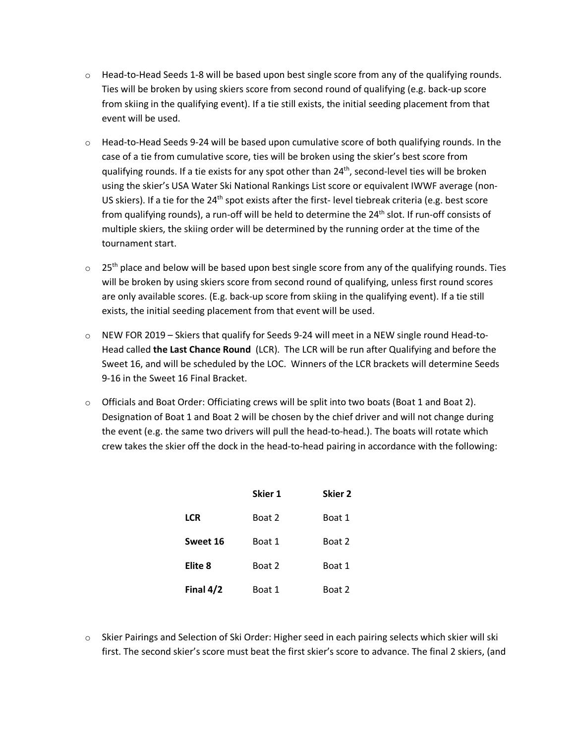- Head-to-Head Seeds 1-8 will be based upon best single score from any of the qualifying rounds. Ties will be broken by using skiers score from second round of qualifying (e.g. back-up score from skiing in the qualifying event). If a tie still exists, the initial seeding placement from that event will be used.

- Head-to-Head Seeds 9-24 will be based upon cumulative score of both qualifying rounds. In the case of a tie from cumulative score, ties will be broken using the skier's best score from qualifying rounds. If a tie exists for any spot other than 24th, second-level ties will be broken using the skier's USA Water Ski National Rankings List score or equivalent IWWF average (non-US skiers). If a tie for the 24th spot exists after the first- level tiebreak criteria (e.g. best score from qualifying rounds), a run-off will be held to determine the 24th slot. If run-off consists of multiple skiers, the skiing order will be determined by the running order at the time of the tournament start.

- 25th place and below will be based upon best single score from any of the qualifying rounds. Ties will be broken by using skiers score from second round of qualifying, unless first round scores are only available scores. (E.g. back-up score from skiing in the qualifying event). If a tie still exists, the initial seeding placement from that event will be used.

- NEW FOR 2019 – Skiers that qualify for Seeds 9-24 will meet in a NEW single round Head-to-Head called **the Last Chance Round** (LCR). The LCR will be run after Qualifying and before the Sweet 16, and will be scheduled by the LOC. Winners of the LCR brackets will determine Seeds 9-16 in the Sweet 16 Final Bracket.

- Officials and Boat Order: Officiating crews will be split into two boats (Boat 1 and Boat 2). Designation of Boat 1 and Boat 2 will be chosen by the chief driver and will not change during the event (e.g. the same two drivers will pull the head-to-head.). The boats will rotate which crew takes the skier off the dock in the head-to-head pairing in accordance with the following:

| | **Skier 1** | **Skier 2** |
|---|---|---|
| **LCR** | Boat 2 | Boat 1 |
| **Sweet 16** | Boat 1 | Boat 2 |
| **Elite 8** | Boat 2 | Boat 1 |
| **Final 4/2** | Boat 1 | Boat 2 |

- Skier Pairings and Selection of Ski Order: Higher seed in each pairing selects which skier will ski first. The second skier's score must beat the first skier's score to advance. The final 2 skiers, (and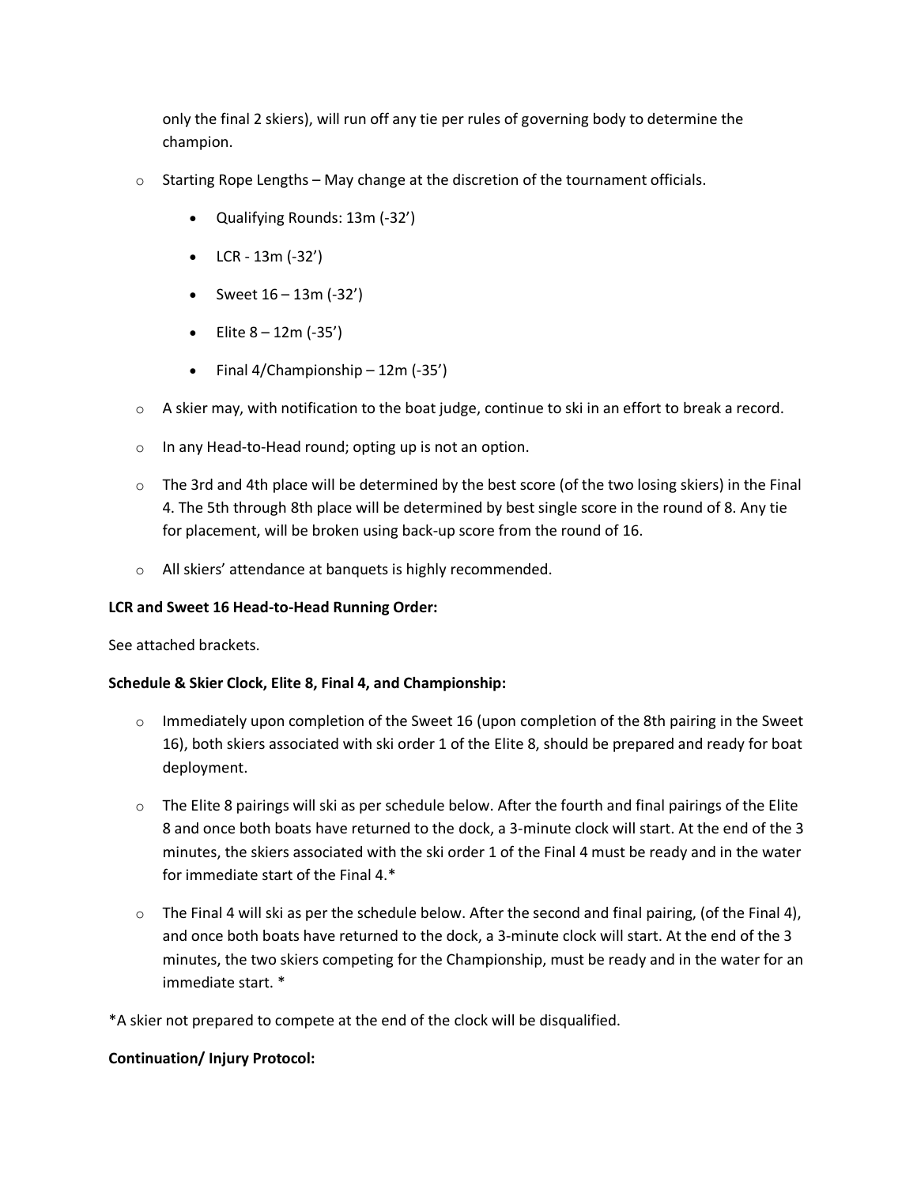only the final 2 skiers), will run off any tie per rules of governing body to determine the champion.

- Starting Rope Lengths – May change at the discretion of the tournament officials.
  - Qualifying Rounds: 13m (-32')
  - LCR - 13m (-32')
  - Sweet 16 – 13m (-32')
  - Elite 8 – 12m (-35')
  - Final 4/Championship – 12m (-35')
- A skier may, with notification to the boat judge, continue to ski in an effort to break a record.
- In any Head-to-Head round; opting up is not an option.
- The 3rd and 4th place will be determined by the best score (of the two losing skiers) in the Final 4. The 5th through 8th place will be determined by best single score in the round of 8. Any tie for placement, will be broken using back-up score from the round of 16.
- All skiers' attendance at banquets is highly recommended.

**LCR and Sweet 16 Head-to-Head Running Order:**

See attached brackets.

**Schedule & Skier Clock, Elite 8, Final 4, and Championship:**

- Immediately upon completion of the Sweet 16 (upon completion of the 8th pairing in the Sweet 16), both skiers associated with ski order 1 of the Elite 8, should be prepared and ready for boat deployment.
- The Elite 8 pairings will ski as per schedule below. After the fourth and final pairings of the Elite 8 and once both boats have returned to the dock, a 3-minute clock will start. At the end of the 3 minutes, the skiers associated with the ski order 1 of the Final 4 must be ready and in the water for immediate start of the Final 4.*
- The Final 4 will ski as per the schedule below. After the second and final pairing, (of the Final 4), and once both boats have returned to the dock, a 3-minute clock will start. At the end of the 3 minutes, the two skiers competing for the Championship, must be ready and in the water for an immediate start. *

*A skier not prepared to compete at the end of the clock will be disqualified.

**Continuation/ Injury Protocol:**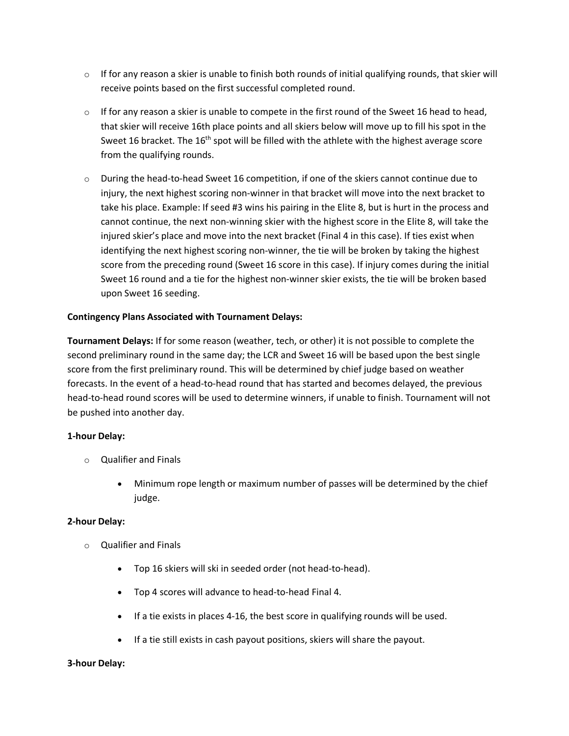- If for any reason a skier is unable to finish both rounds of initial qualifying rounds, that skier will receive points based on the first successful completed round.

- If for any reason a skier is unable to compete in the first round of the Sweet 16 head to head, that skier will receive 16th place points and all skiers below will move up to fill his spot in the Sweet 16 bracket. The 16th spot will be filled with the athlete with the highest average score from the qualifying rounds.

- During the head-to-head Sweet 16 competition, if one of the skiers cannot continue due to injury, the next highest scoring non-winner in that bracket will move into the next bracket to take his place. Example: If seed #3 wins his pairing in the Elite 8, but is hurt in the process and cannot continue, the next non-winning skier with the highest score in the Elite 8, will take the injured skier's place and move into the next bracket (Final 4 in this case). If ties exist when identifying the next highest scoring non-winner, the tie will be broken by taking the highest score from the preceding round (Sweet 16 score in this case). If injury comes during the initial Sweet 16 round and a tie for the highest non-winner skier exists, the tie will be broken based upon Sweet 16 seeding.

**Contingency Plans Associated with Tournament Delays:**

**Tournament Delays:** If for some reason (weather, tech, or other) it is not possible to complete the second preliminary round in the same day; the LCR and Sweet 16 will be based upon the best single score from the first preliminary round. This will be determined by chief judge based on weather forecasts. In the event of a head-to-head round that has started and becomes delayed, the previous head-to-head round scores will be used to determine winners, if unable to finish. Tournament will not be pushed into another day.

**1-hour Delay:**

- Qualifier and Finals
  - Minimum rope length or maximum number of passes will be determined by the chief judge.

**2-hour Delay:**

- Qualifier and Finals
  - Top 16 skiers will ski in seeded order (not head-to-head).
  - Top 4 scores will advance to head-to-head Final 4.
  - If a tie exists in places 4-16, the best score in qualifying rounds will be used.
  - If a tie still exists in cash payout positions, skiers will share the payout.

**3-hour Delay:**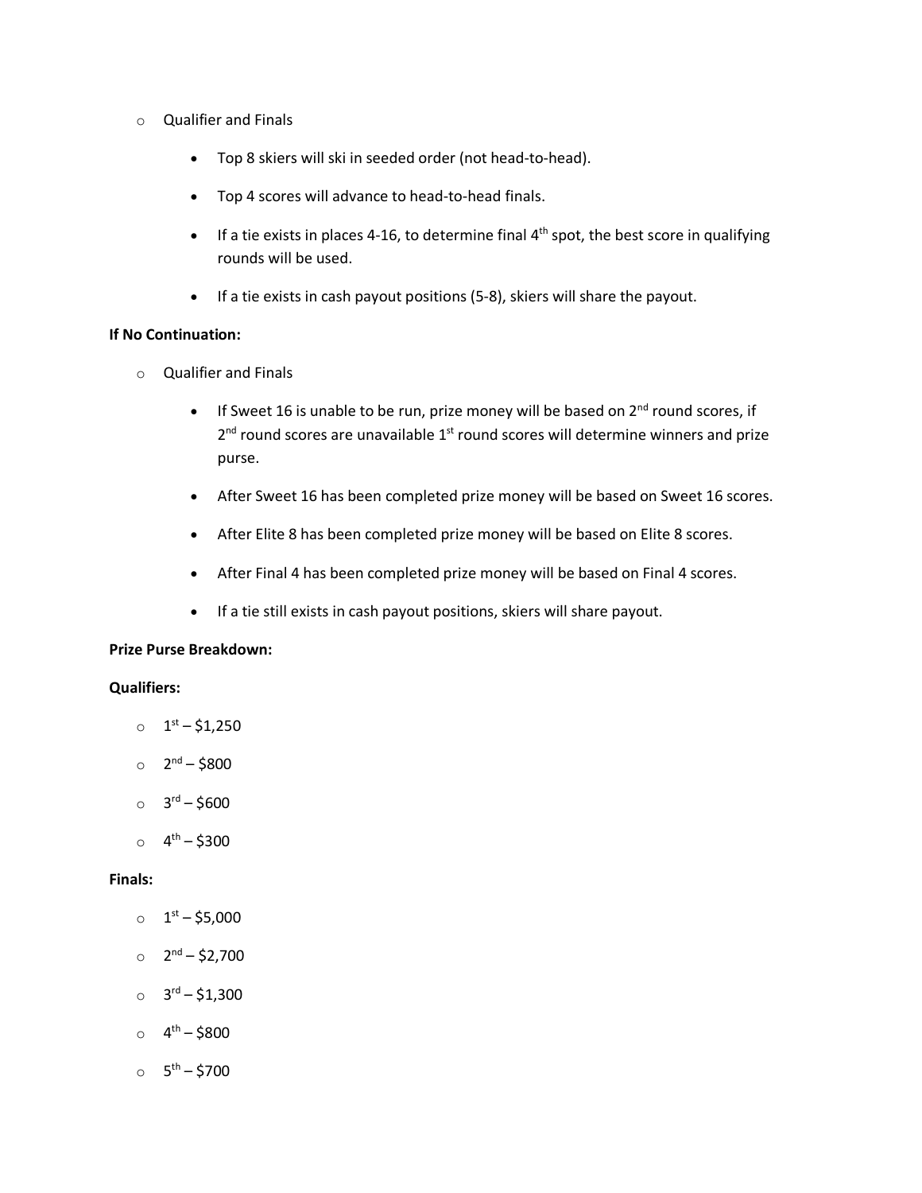- Qualifier and Finals
  - Top 8 skiers will ski in seeded order (not head-to-head).
  - Top 4 scores will advance to head-to-head finals.
  - If a tie exists in places 4-16, to determine final 4th spot, the best score in qualifying rounds will be used.
  - If a tie exists in cash payout positions (5-8), skiers will share the payout.

**If No Continuation:**

- Qualifier and Finals
  - If Sweet 16 is unable to be run, prize money will be based on 2nd round scores, if 2nd round scores are unavailable 1st round scores will determine winners and prize purse.
  - After Sweet 16 has been completed prize money will be based on Sweet 16 scores.
  - After Elite 8 has been completed prize money will be based on Elite 8 scores.
  - After Final 4 has been completed prize money will be based on Final 4 scores.
  - If a tie still exists in cash payout positions, skiers will share payout.

**Prize Purse Breakdown:**

**Qualifiers:**

- 1st – $1,250
- 2nd – $800
- 3rd – $600
- 4th – $300

**Finals:**

- 1st – $5,000
- 2nd – $2,700
- 3rd – $1,300
- 4th – $800
- 5th – $700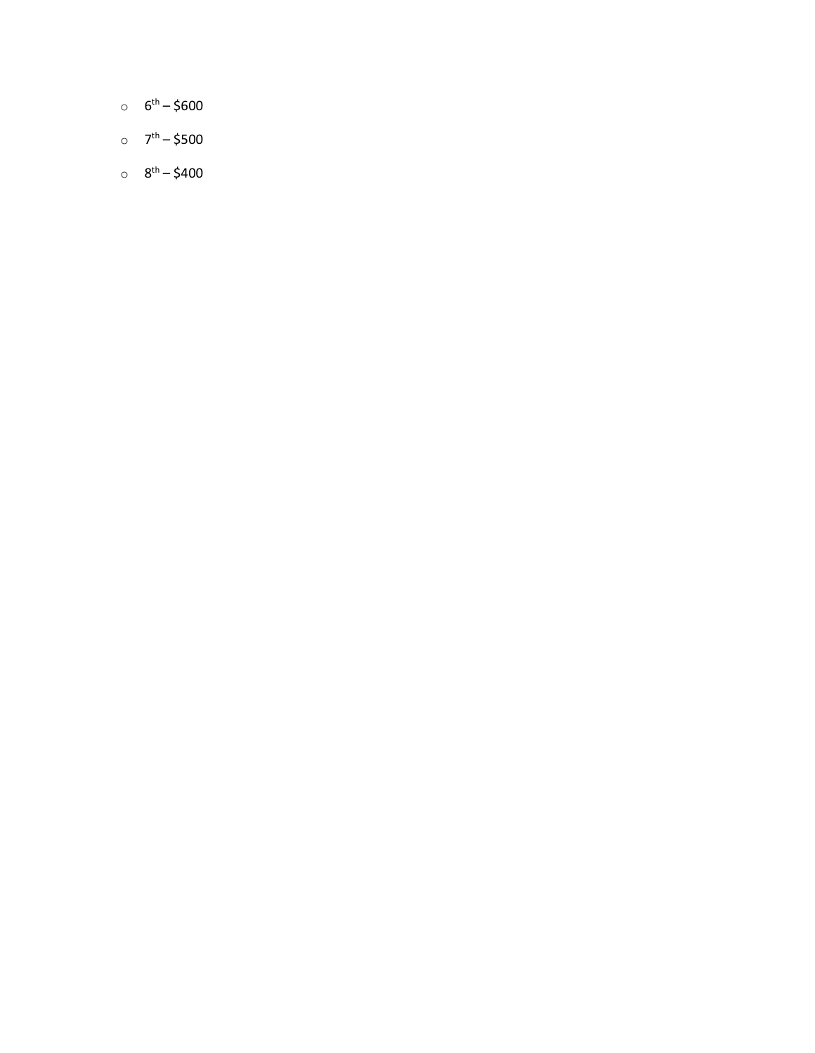- 6th – $600
- 7th – $500
- 8th – $400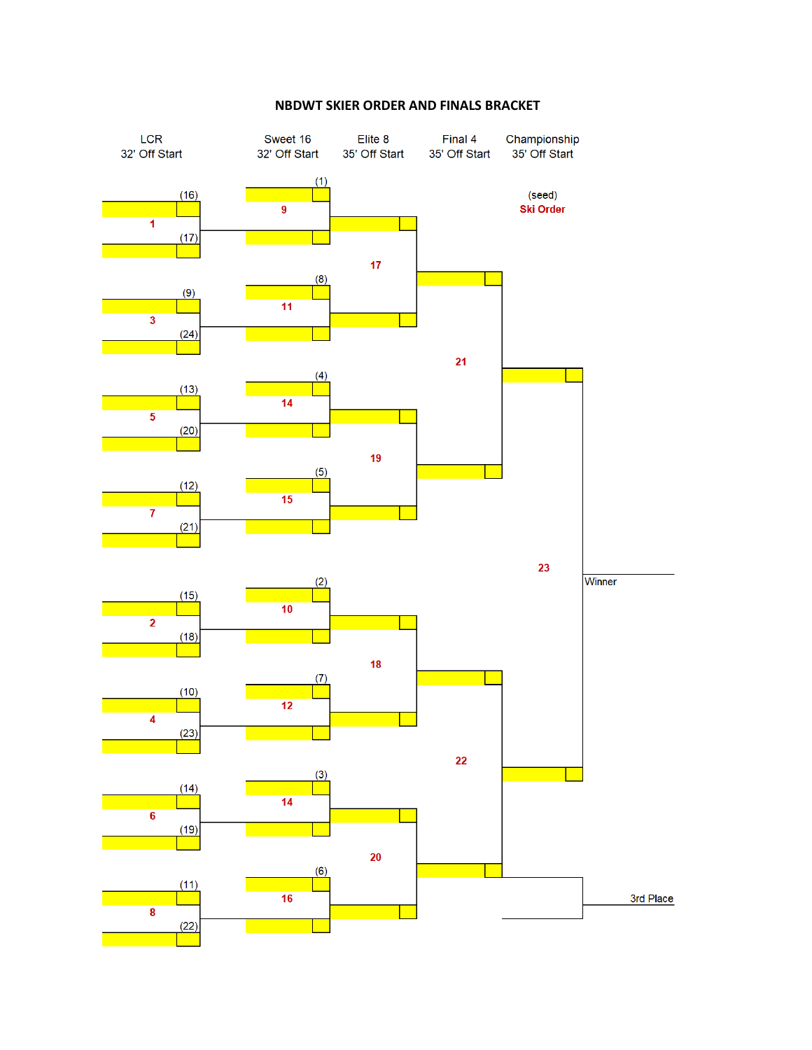# NBDWT SKIER ORDER AND FINALS BRACKET

LCR
32' Off Start

Sweet 16
32' Off Start

Elite 8
35' Off Start

Final 4
35' Off Start

Championship
35' Off Start

(seed)
**Ski Order**

(16)
1
(17)

(1)
9

(9)
3
(24)

(8)
11

17

(13)
5
(20)

(4)
14

21

(12)
7
(21)

(5)
15

19

23

Winner

(15)
2
(18)

(2)
10

(10)
4
(23)

(7)
12

18

(14)
6
(19)

(3)
14

22

(11)
8
(22)

(6)
16

20

3rd Place